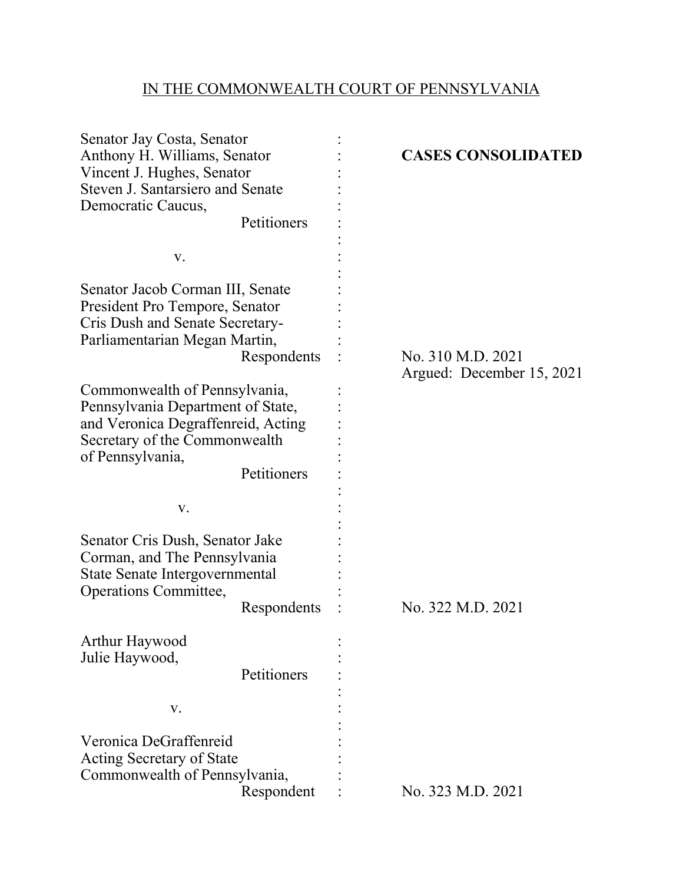IN THE COMMONWEALTH COURT OF PENNSYLVANIA

| | | |
|---|---|---|
| Senator Jay Costa, Senator Anthony H. Williams, Senator Vincent J. Hughes, Senator Steven J. Santarsiero and Senate Democratic Caucus, Petitioners | : | **CASES CONSOLIDATED** |
| v. | : | |
| Senator Jacob Corman III, Senate President Pro Tempore, Senator Cris Dush and Senate Secretary-Parliamentarian Megan Martin, Respondents | : | No. 310 M.D. 2021<br>Argued: December 15, 2021 |
| Commonwealth of Pennsylvania, Pennsylvania Department of State, and Veronica Degraffenreid, Acting Secretary of the Commonwealth of Pennsylvania, Petitioners | : | |
| v. | : | |
| Senator Cris Dush, Senator Jake Corman, and The Pennsylvania State Senate Intergovernmental Operations Committee, Respondents | : | No. 322 M.D. 2021 |
| Arthur Haywood<br>Julie Haywood, Petitioners | : | |
| v. | : | |
| Veronica DeGraffenreid<br>Acting Secretary of State<br>Commonwealth of Pennsylvania, Respondent | : | No. 323 M.D. 2021 |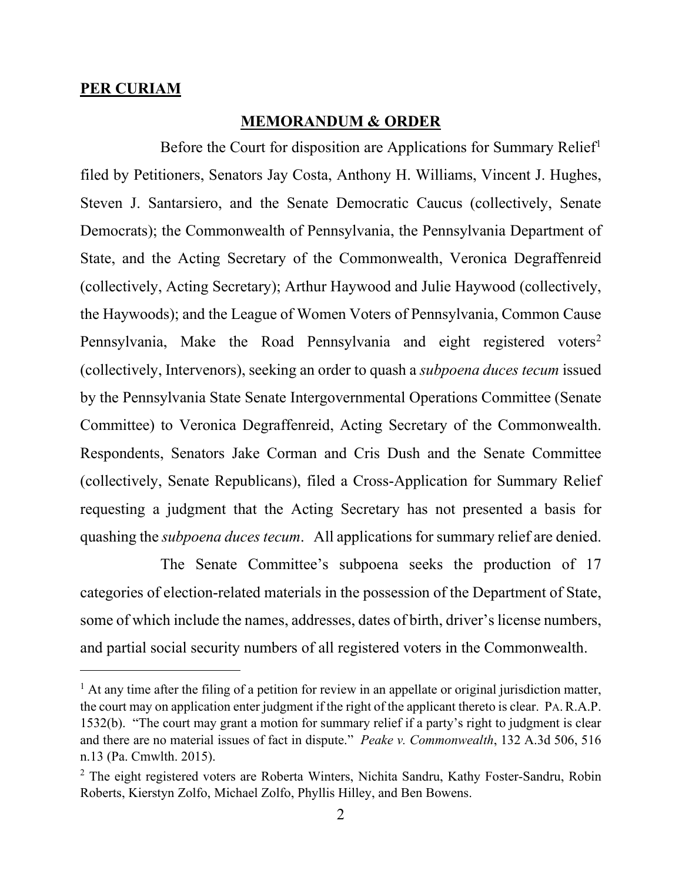**PER CURIAM**

**MEMORANDUM & ORDER**

Before the Court for disposition are Applications for Summary Relief[1] filed by Petitioners, Senators Jay Costa, Anthony H. Williams, Vincent J. Hughes, Steven J. Santarsiero, and the Senate Democratic Caucus (collectively, Senate Democrats); the Commonwealth of Pennsylvania, the Pennsylvania Department of State, and the Acting Secretary of the Commonwealth, Veronica Degraffenreid (collectively, Acting Secretary); Arthur Haywood and Julie Haywood (collectively, the Haywoods); and the League of Women Voters of Pennsylvania, Common Cause Pennsylvania, Make the Road Pennsylvania and eight registered voters[2] (collectively, Intervenors), seeking an order to quash a *subpoena duces tecum* issued by the Pennsylvania State Senate Intergovernmental Operations Committee (Senate Committee) to Veronica Degraffenreid, Acting Secretary of the Commonwealth. Respondents, Senators Jake Corman and Cris Dush and the Senate Committee (collectively, Senate Republicans), filed a Cross-Application for Summary Relief requesting a judgment that the Acting Secretary has not presented a basis for quashing the *subpoena duces tecum*. All applications for summary relief are denied.

The Senate Committee's subpoena seeks the production of 17 categories of election-related materials in the possession of the Department of State, some of which include the names, addresses, dates of birth, driver's license numbers, and partial social security numbers of all registered voters in the Commonwealth.

---

[1] At any time after the filing of a petition for review in an appellate or original jurisdiction matter, the court may on application enter judgment if the right of the applicant thereto is clear. PA. R.A.P. 1532(b). "The court may grant a motion for summary relief if a party's right to judgment is clear and there are no material issues of fact in dispute." *Peake v. Commonwealth*, 132 A.3d 506, 516 n.13 (Pa. Cmwlth. 2015).

[2] The eight registered voters are Roberta Winters, Nichita Sandru, Kathy Foster-Sandru, Robin Roberts, Kierstyn Zolfo, Michael Zolfo, Phyllis Hilley, and Ben Bowens.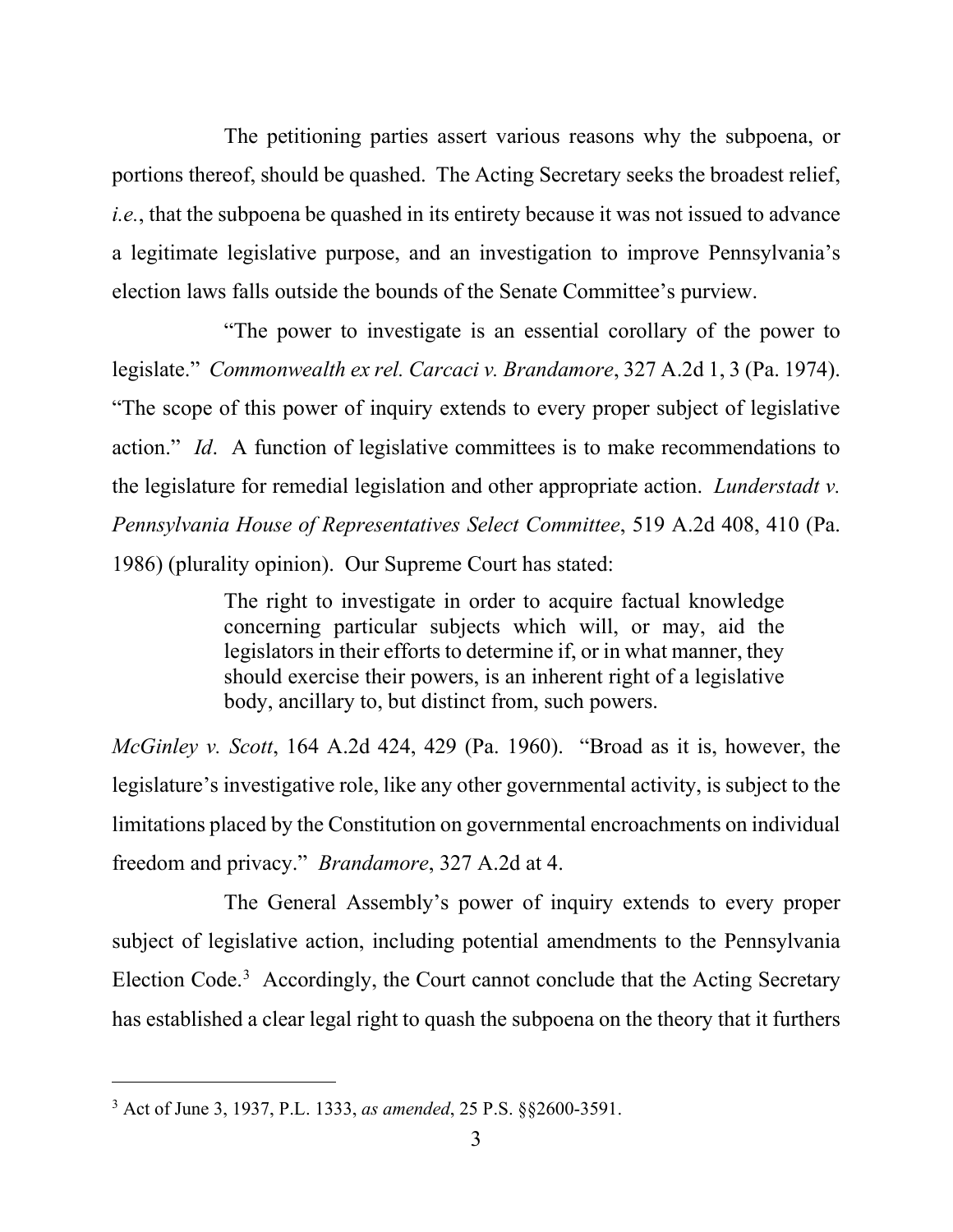The petitioning parties assert various reasons why the subpoena, or portions thereof, should be quashed. The Acting Secretary seeks the broadest relief, *i.e.*, that the subpoena be quashed in its entirety because it was not issued to advance a legitimate legislative purpose, and an investigation to improve Pennsylvania's election laws falls outside the bounds of the Senate Committee's purview.

"The power to investigate is an essential corollary of the power to legislate." *Commonwealth ex rel. Carcaci v. Brandamore*, 327 A.2d 1, 3 (Pa. 1974). "The scope of this power of inquiry extends to every proper subject of legislative action." *Id*. A function of legislative committees is to make recommendations to the legislature for remedial legislation and other appropriate action. *Lunderstadt v. Pennsylvania House of Representatives Select Committee*, 519 A.2d 408, 410 (Pa. 1986) (plurality opinion). Our Supreme Court has stated:

> The right to investigate in order to acquire factual knowledge concerning particular subjects which will, or may, aid the legislators in their efforts to determine if, or in what manner, they should exercise their powers, is an inherent right of a legislative body, ancillary to, but distinct from, such powers.

*McGinley v. Scott*, 164 A.2d 424, 429 (Pa. 1960). "Broad as it is, however, the legislature's investigative role, like any other governmental activity, is subject to the limitations placed by the Constitution on governmental encroachments on individual freedom and privacy." *Brandamore*, 327 A.2d at 4.

The General Assembly's power of inquiry extends to every proper subject of legislative action, including potential amendments to the Pennsylvania Election Code.[3] Accordingly, the Court cannot conclude that the Acting Secretary has established a clear legal right to quash the subpoena on the theory that it furthers

---

[3] Act of June 3, 1937, P.L. 1333, *as amended*, 25 P.S. §§2600-3591.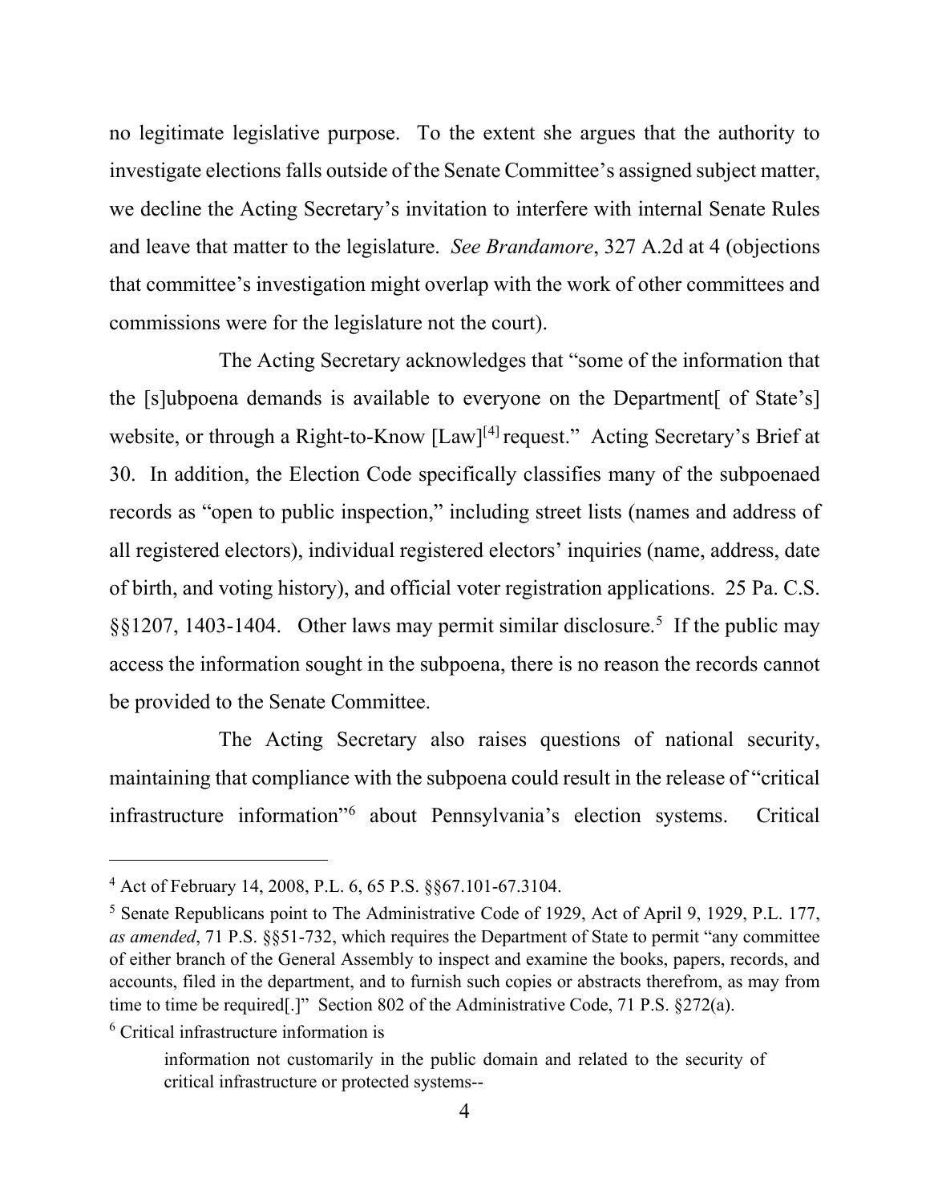no legitimate legislative purpose. To the extent she argues that the authority to investigate elections falls outside of the Senate Committee's assigned subject matter, we decline the Acting Secretary's invitation to interfere with internal Senate Rules and leave that matter to the legislature. *See Brandamore*, 327 A.2d at 4 (objections that committee's investigation might overlap with the work of other committees and commissions were for the legislature not the court).

The Acting Secretary acknowledges that "some of the information that the [s]ubpoena demands is available to everyone on the Department[ of State's] website, or through a Right-to-Know [Law][4] request." Acting Secretary's Brief at 30. In addition, the Election Code specifically classifies many of the subpoenaed records as "open to public inspection," including street lists (names and address of all registered electors), individual registered electors' inquiries (name, address, date of birth, and voting history), and official voter registration applications. 25 Pa. C.S. §§1207, 1403-1404. Other laws may permit similar disclosure.[5] If the public may access the information sought in the subpoena, there is no reason the records cannot be provided to the Senate Committee.

The Acting Secretary also raises questions of national security, maintaining that compliance with the subpoena could result in the release of "critical infrastructure information"[6] about Pennsylvania's election systems. Critical

---

[4] Act of February 14, 2008, P.L. 6, 65 P.S. §§67.101-67.3104.

[5] Senate Republicans point to The Administrative Code of 1929, Act of April 9, 1929, P.L. 177, *as amended*, 71 P.S. §§51-732, which requires the Department of State to permit "any committee of either branch of the General Assembly to inspect and examine the books, papers, records, and accounts, filed in the department, and to furnish such copies or abstracts therefrom, as may from time to time be required[.]" Section 802 of the Administrative Code, 71 P.S. §272(a).

[6] Critical infrastructure information is

> information not customarily in the public domain and related to the security of critical infrastructure or protected systems--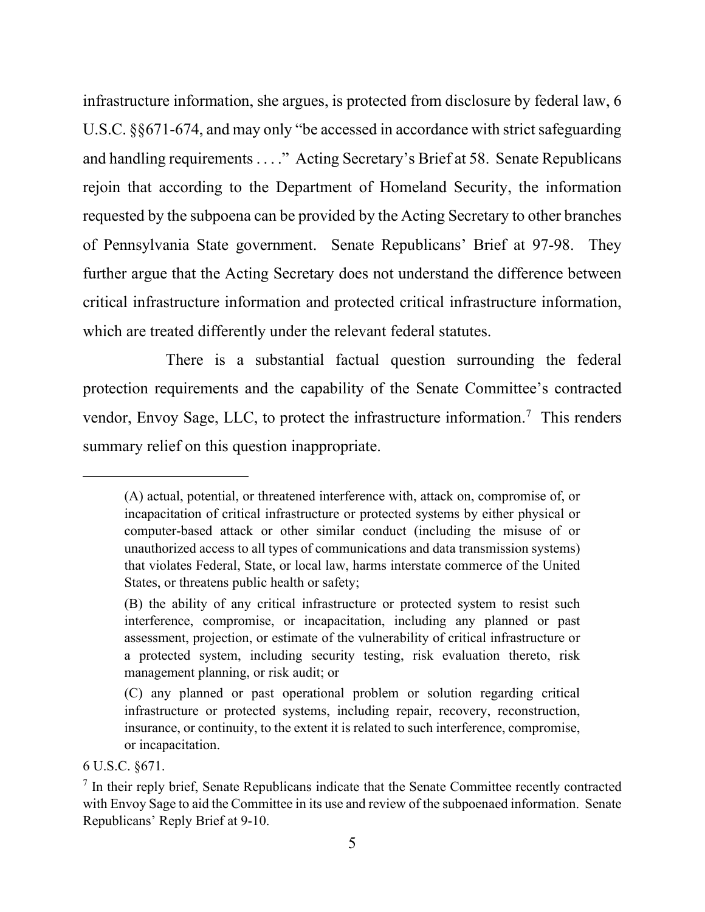infrastructure information, she argues, is protected from disclosure by federal law, 6 U.S.C. §§671-674, and may only "be accessed in accordance with strict safeguarding and handling requirements . . . ." Acting Secretary's Brief at 58. Senate Republicans rejoin that according to the Department of Homeland Security, the information requested by the subpoena can be provided by the Acting Secretary to other branches of Pennsylvania State government. Senate Republicans' Brief at 97-98. They further argue that the Acting Secretary does not understand the difference between critical infrastructure information and protected critical infrastructure information, which are treated differently under the relevant federal statutes.

There is a substantial factual question surrounding the federal protection requirements and the capability of the Senate Committee's contracted vendor, Envoy Sage, LLC, to protect the infrastructure information.[7] This renders summary relief on this question inappropriate.

---

> (A) actual, potential, or threatened interference with, attack on, compromise of, or incapacitation of critical infrastructure or protected systems by either physical or computer-based attack or other similar conduct (including the misuse of or unauthorized access to all types of communications and data transmission systems) that violates Federal, State, or local law, harms interstate commerce of the United States, or threatens public health or safety;
>
> (B) the ability of any critical infrastructure or protected system to resist such interference, compromise, or incapacitation, including any planned or past assessment, projection, or estimate of the vulnerability of critical infrastructure or a protected system, including security testing, risk evaluation thereto, risk management planning, or risk audit; or
>
> (C) any planned or past operational problem or solution regarding critical infrastructure or protected systems, including repair, recovery, reconstruction, insurance, or continuity, to the extent it is related to such interference, compromise, or incapacitation.

6 U.S.C. §671.

[7] In their reply brief, Senate Republicans indicate that the Senate Committee recently contracted with Envoy Sage to aid the Committee in its use and review of the subpoenaed information. Senate Republicans' Reply Brief at 9-10.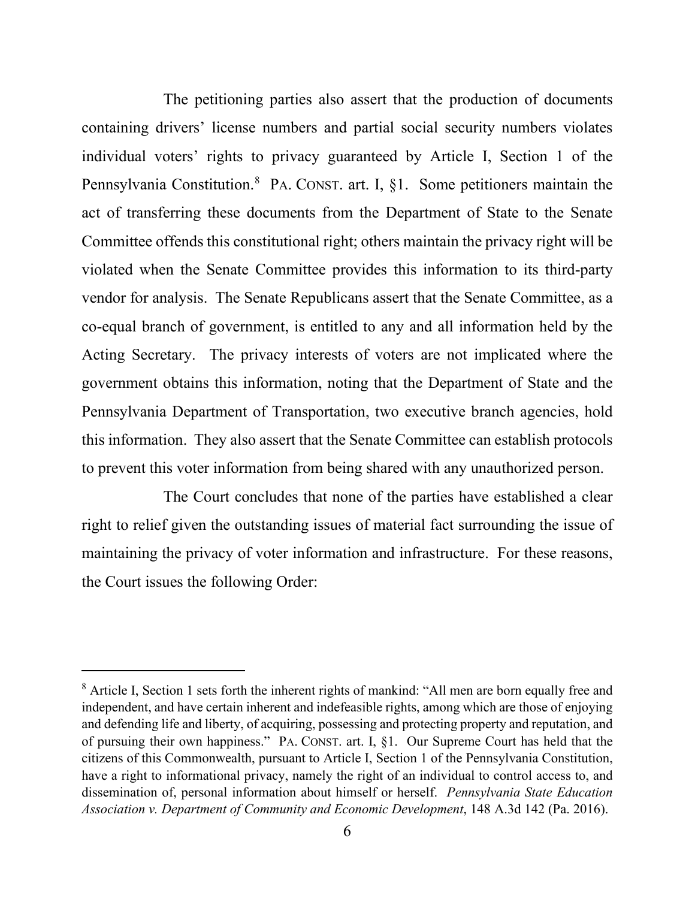The petitioning parties also assert that the production of documents containing drivers' license numbers and partial social security numbers violates individual voters' rights to privacy guaranteed by Article I, Section 1 of the Pennsylvania Constitution.[8] PA. CONST. art. I, §1. Some petitioners maintain the act of transferring these documents from the Department of State to the Senate Committee offends this constitutional right; others maintain the privacy right will be violated when the Senate Committee provides this information to its third-party vendor for analysis. The Senate Republicans assert that the Senate Committee, as a co-equal branch of government, is entitled to any and all information held by the Acting Secretary. The privacy interests of voters are not implicated where the government obtains this information, noting that the Department of State and the Pennsylvania Department of Transportation, two executive branch agencies, hold this information. They also assert that the Senate Committee can establish protocols to prevent this voter information from being shared with any unauthorized person.

The Court concludes that none of the parties have established a clear right to relief given the outstanding issues of material fact surrounding the issue of maintaining the privacy of voter information and infrastructure. For these reasons, the Court issues the following Order:

---

[8] Article I, Section 1 sets forth the inherent rights of mankind: "All men are born equally free and independent, and have certain inherent and indefeasible rights, among which are those of enjoying and defending life and liberty, of acquiring, possessing and protecting property and reputation, and of pursuing their own happiness." PA. CONST. art. I, §1. Our Supreme Court has held that the citizens of this Commonwealth, pursuant to Article I, Section 1 of the Pennsylvania Constitution, have a right to informational privacy, namely the right of an individual to control access to, and dissemination of, personal information about himself or herself. *Pennsylvania State Education Association v. Department of Community and Economic Development*, 148 A.3d 142 (Pa. 2016).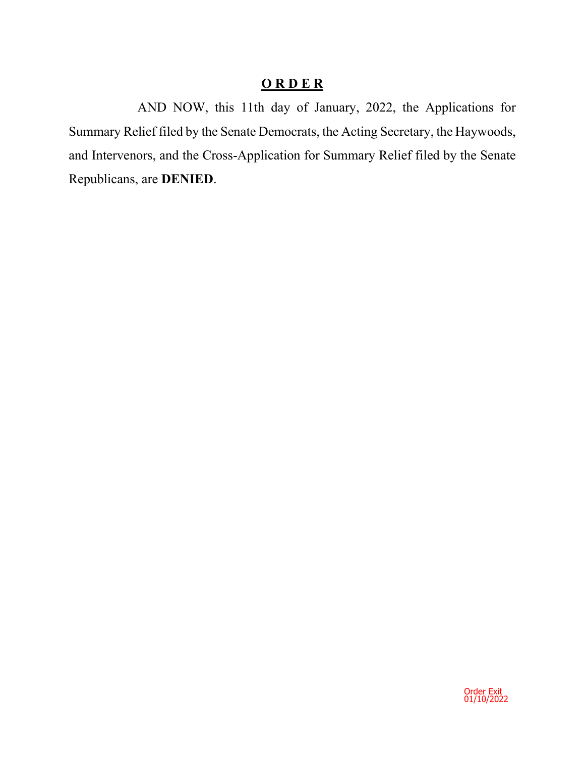# **O R D E R**

AND NOW, this 11th day of January, 2022, the Applications for Summary Relief filed by the Senate Democrats, the Acting Secretary, the Haywoods, and Intervenors, and the Cross-Application for Summary Relief filed by the Senate Republicans, are **DENIED**.

Order Exit
01/10/2022